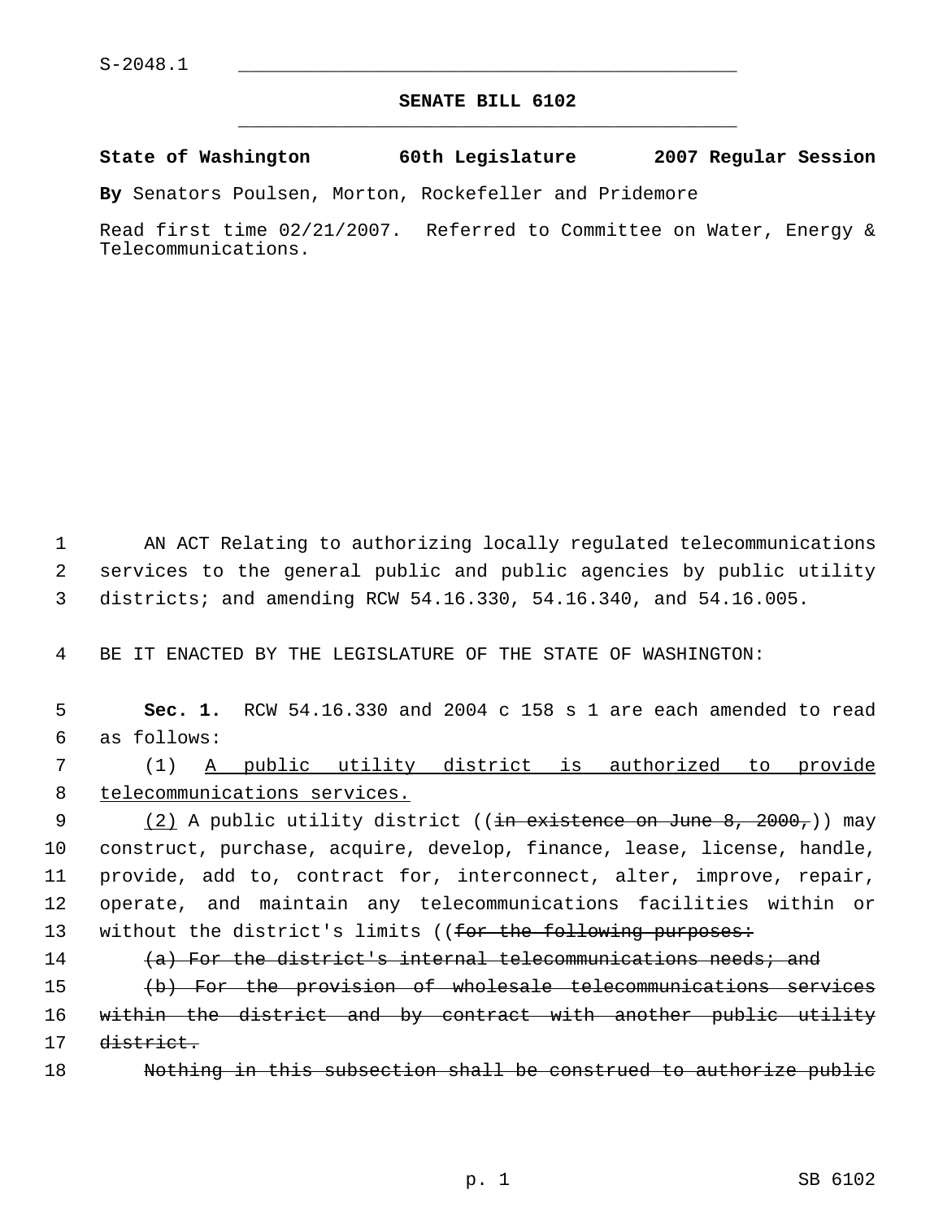S-2048.1

# SENATE BILL 6102

**State of Washington 60th Legislature 2007 Regular Session**

**By** Senators Poulsen, Morton, Rockefeller and Pridemore

Read first time 02/21/2007. Referred to Committee on Water, Energy & Telecommunications.

1 AN ACT Relating to authorizing locally regulated telecommunications
2 services to the general public and public agencies by public utility
3 districts; and amending RCW 54.16.330, 54.16.340, and 54.16.005.

4 BE IT ENACTED BY THE LEGISLATURE OF THE STATE OF WASHINGTON:

5 **Sec. 1.** RCW 54.16.330 and 2004 c 158 s 1 are each amended to read
6 as follows:

7 (1) <u>A public utility district is authorized to provide</u>
8 <u>telecommunications services.</u>

9 <u>(2)</u> A public utility district ((~~in existence on June 8, 2000,~~)) may
10 construct, purchase, acquire, develop, finance, lease, license, handle,
11 provide, add to, contract for, interconnect, alter, improve, repair,
12 operate, and maintain any telecommunications facilities within or
13 without the district's limits ((~~for the following purposes:~~

14 ~~(a) For the district's internal telecommunications needs; and~~

15 ~~(b) For the provision of wholesale telecommunications services~~
16 ~~within the district and by contract with another public utility~~
17 ~~district.~~

18 ~~Nothing in this subsection shall be construed to authorize public~~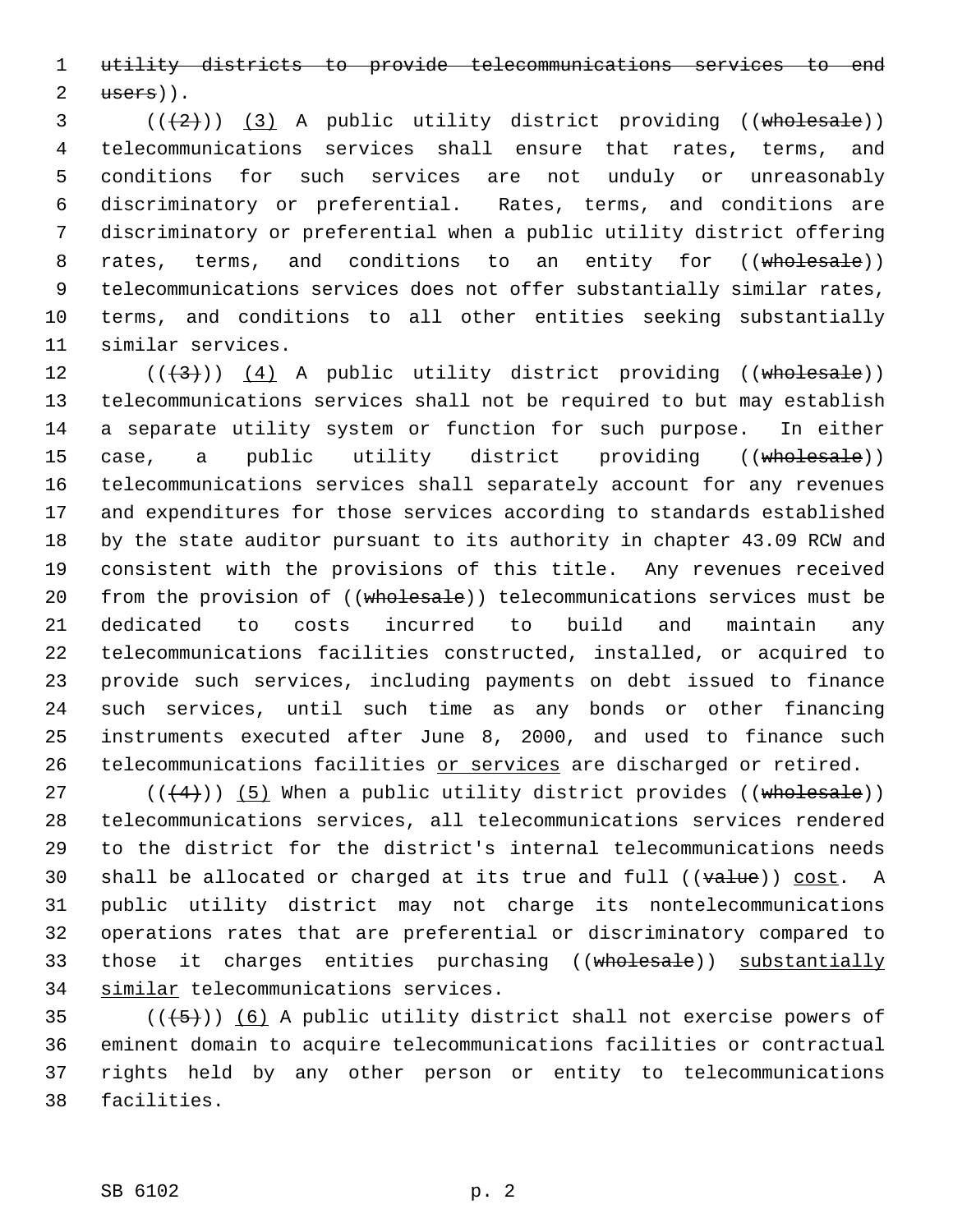~~utility districts to provide telecommunications services to end users~~)).

((~~(2)~~)) <u>(3)</u> A public utility district providing ((~~wholesale~~)) telecommunications services shall ensure that rates, terms, and conditions for such services are not unduly or unreasonably discriminatory or preferential. Rates, terms, and conditions are discriminatory or preferential when a public utility district offering rates, terms, and conditions to an entity for ((~~wholesale~~)) telecommunications services does not offer substantially similar rates, terms, and conditions to all other entities seeking substantially similar services.

((~~(3)~~)) <u>(4)</u> A public utility district providing ((~~wholesale~~)) telecommunications services shall not be required to but may establish a separate utility system or function for such purpose. In either case, a public utility district providing ((~~wholesale~~)) telecommunications services shall separately account for any revenues and expenditures for those services according to standards established by the state auditor pursuant to its authority in chapter 43.09 RCW and consistent with the provisions of this title. Any revenues received from the provision of ((~~wholesale~~)) telecommunications services must be dedicated to costs incurred to build and maintain any telecommunications facilities constructed, installed, or acquired to provide such services, including payments on debt issued to finance such services, until such time as any bonds or other financing instruments executed after June 8, 2000, and used to finance such telecommunications facilities <u>or services</u> are discharged or retired.

((~~(4)~~)) <u>(5)</u> When a public utility district provides ((~~wholesale~~)) telecommunications services, all telecommunications services rendered to the district for the district's internal telecommunications needs shall be allocated or charged at its true and full ((~~value~~)) <u>cost</u>. A public utility district may not charge its nontelecommunications operations rates that are preferential or discriminatory compared to those it charges entities purchasing ((~~wholesale~~)) <u>substantially similar</u> telecommunications services.

((~~(5)~~)) <u>(6)</u> A public utility district shall not exercise powers of eminent domain to acquire telecommunications facilities or contractual rights held by any other person or entity to telecommunications facilities.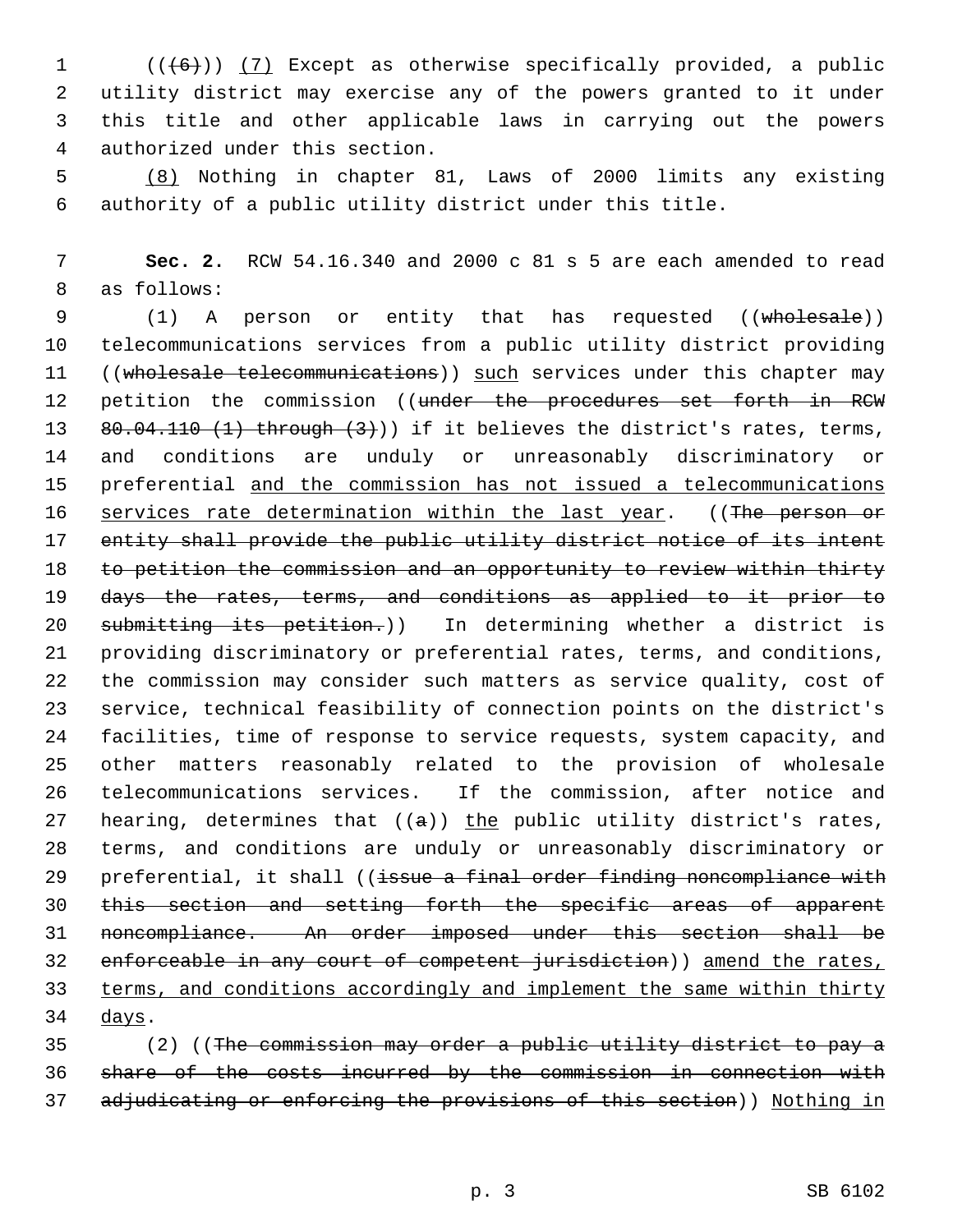((~~(6)~~)) <u>(7)</u> Except as otherwise specifically provided, a public utility district may exercise any of the powers granted to it under this title and other applicable laws in carrying out the powers authorized under this section.

<u>(8)</u> Nothing in chapter 81, Laws of 2000 limits any existing authority of a public utility district under this title.

**Sec. 2.** RCW 54.16.340 and 2000 c 81 s 5 are each amended to read as follows:

(1) A person or entity that has requested ((~~wholesale~~)) telecommunications services from a public utility district providing ((~~wholesale telecommunications~~)) <u>such</u> services under this chapter may petition the commission ((~~under the procedures set forth in RCW 80.04.110 (1) through (3)~~)) if it believes the district's rates, terms, and conditions are unduly or unreasonably discriminatory or preferential <u>and the commission has not issued a telecommunications services rate determination within the last year</u>. ((~~The person or entity shall provide the public utility district notice of its intent to petition the commission and an opportunity to review within thirty days the rates, terms, and conditions as applied to it prior to submitting its petition.~~)) In determining whether a district is providing discriminatory or preferential rates, terms, and conditions, the commission may consider such matters as service quality, cost of service, technical feasibility of connection points on the district's facilities, time of response to service requests, system capacity, and other matters reasonably related to the provision of wholesale telecommunications services. If the commission, after notice and hearing, determines that ((~~a~~)) <u>the</u> public utility district's rates, terms, and conditions are unduly or unreasonably discriminatory or preferential, it shall ((~~issue a final order finding noncompliance with this section and setting forth the specific areas of apparent noncompliance. An order imposed under this section shall be enforceable in any court of competent jurisdiction~~)) <u>amend the rates, terms, and conditions accordingly and implement the same within thirty days</u>.

(2) ((~~The commission may order a public utility district to pay a share of the costs incurred by the commission in connection with adjudicating or enforcing the provisions of this section~~)) <u>Nothing in</u>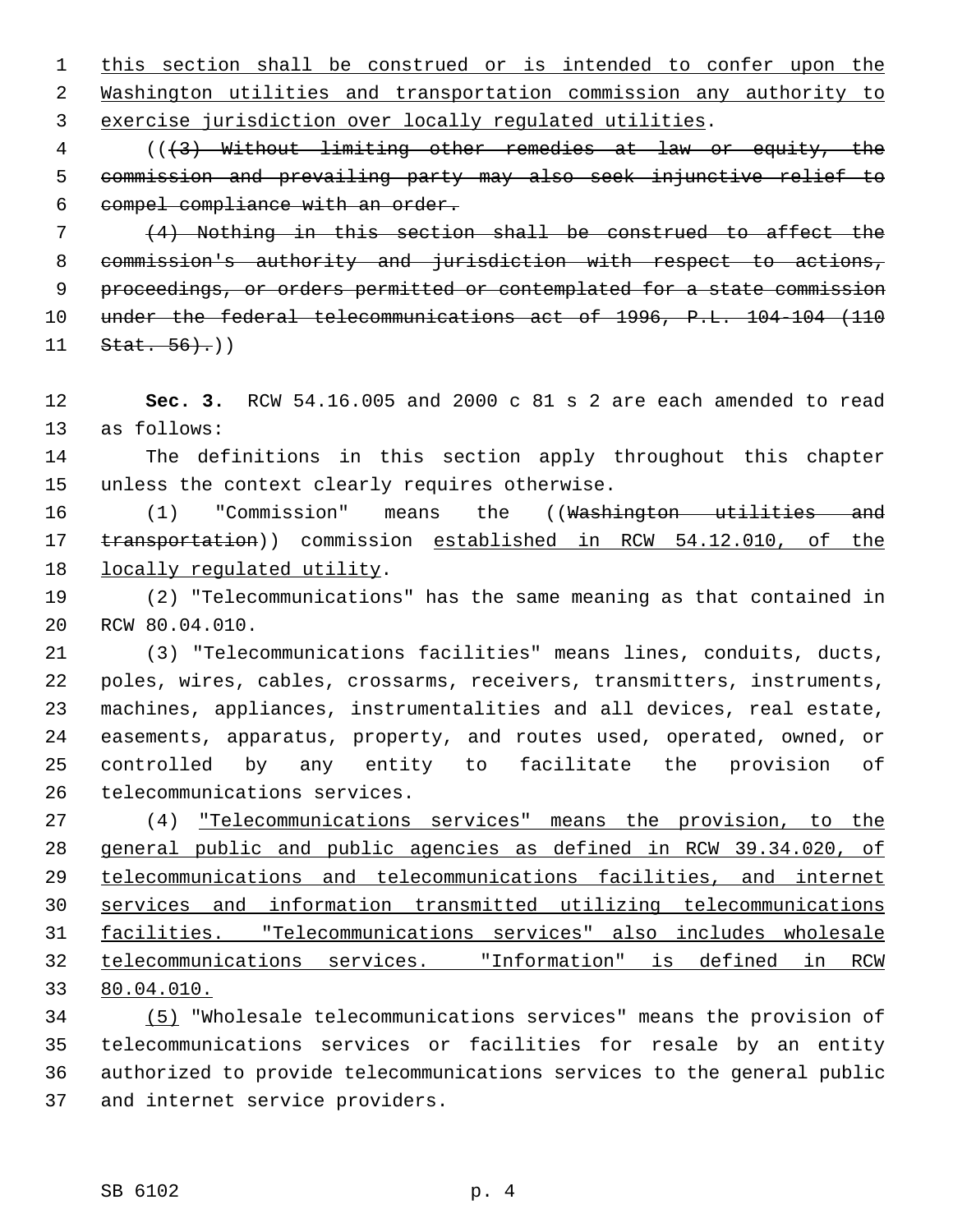this section shall be construed or is intended to confer upon the Washington utilities and transportation commission any authority to exercise jurisdiction over locally regulated utilities.

(((3) Without limiting other remedies at law or equity, the commission and prevailing party may also seek injunctive relief to compel compliance with an order.

(4) Nothing in this section shall be construed to affect the commission's authority and jurisdiction with respect to actions, proceedings, or orders permitted or contemplated for a state commission under the federal telecommunications act of 1996, P.L. 104-104 (110 Stat. 56).))

**Sec. 3.** RCW 54.16.005 and 2000 c 81 s 2 are each amended to read as follows:

The definitions in this section apply throughout this chapter unless the context clearly requires otherwise.

(1) "Commission" means the ((Washington utilities and transportation)) commission established in RCW 54.12.010, of the locally regulated utility.

(2) "Telecommunications" has the same meaning as that contained in RCW 80.04.010.

(3) "Telecommunications facilities" means lines, conduits, ducts, poles, wires, cables, crossarms, receivers, transmitters, instruments, machines, appliances, instrumentalities and all devices, real estate, easements, apparatus, property, and routes used, operated, owned, or controlled by any entity to facilitate the provision of telecommunications services.

(4) "Telecommunications services" means the provision, to the general public and public agencies as defined in RCW 39.34.020, of telecommunications and telecommunications facilities, and internet services and information transmitted utilizing telecommunications facilities. "Telecommunications services" also includes wholesale telecommunications services. "Information" is defined in RCW 80.04.010.

(5) "Wholesale telecommunications services" means the provision of telecommunications services or facilities for resale by an entity authorized to provide telecommunications services to the general public and internet service providers.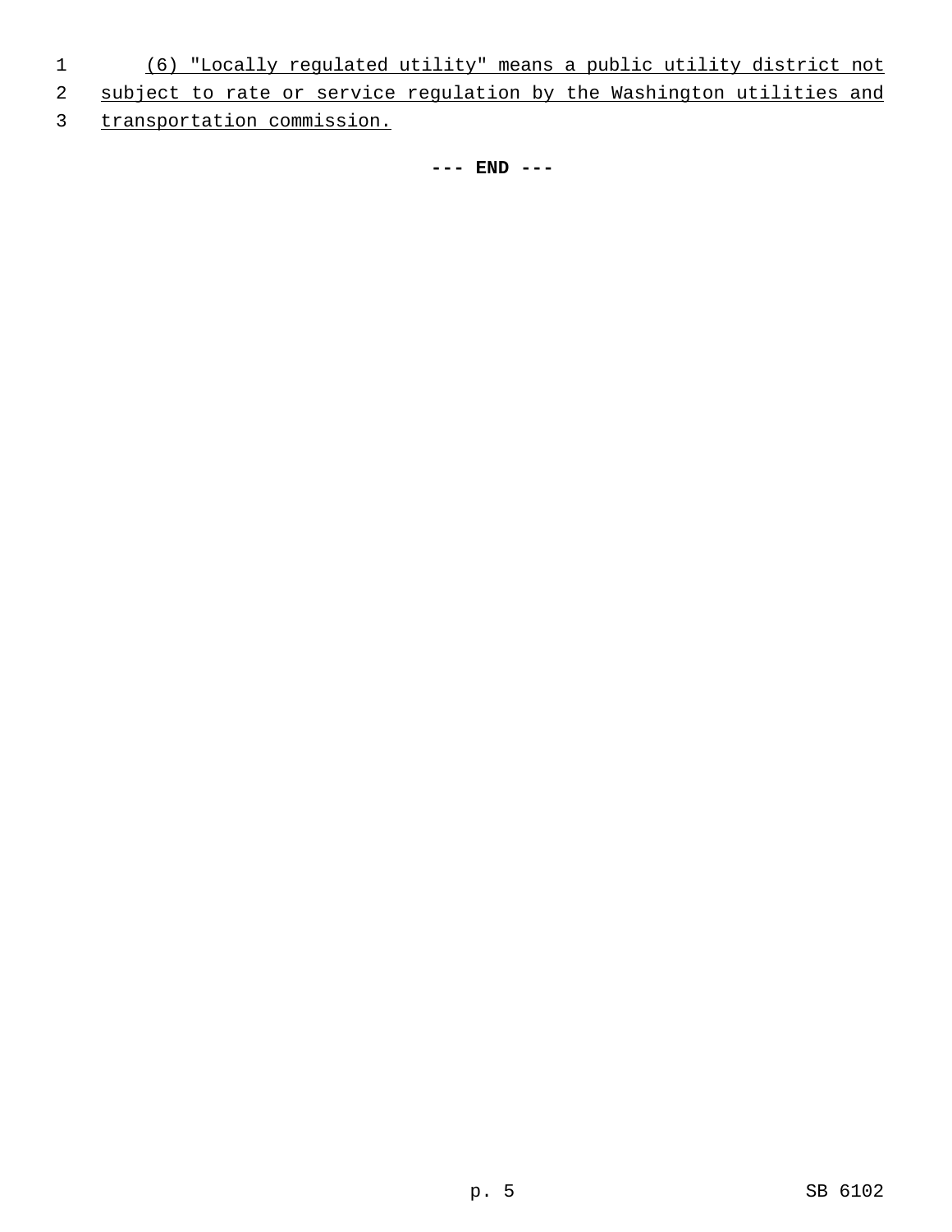(6) "Locally regulated utility" means a public utility district not subject to rate or service regulation by the Washington utilities and transportation commission.

**--- END ---**